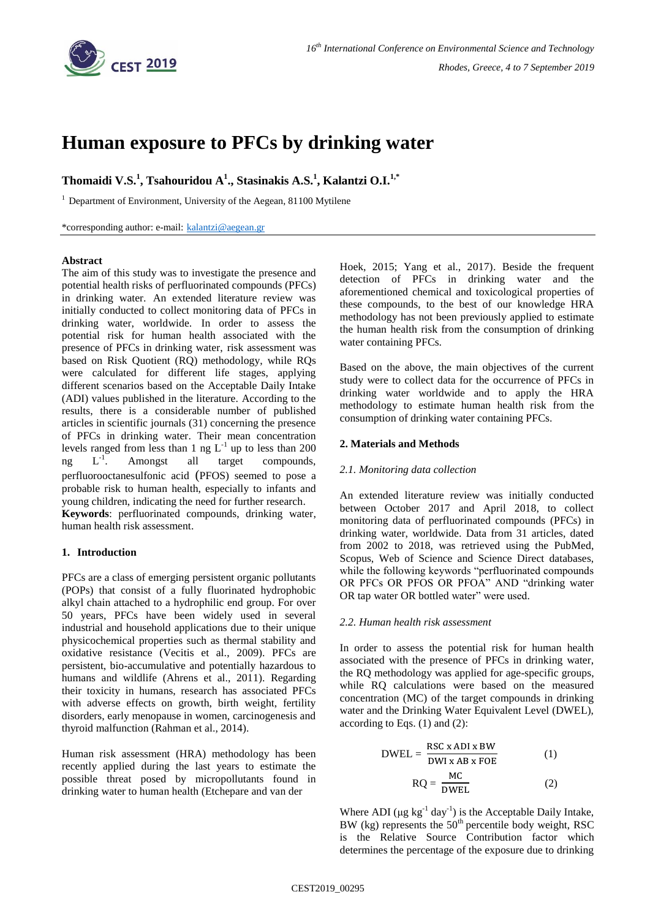# Human exposure to PFCs by drinking water

**Thomaidi V.S.[1], Tsahouridou A[1]., Stasinakis A.S.[1], Kalantzi O.I.[1,*]**

[1] Department of Environment, University of the Aegean, 81100 Mytilene

*corresponding author: e-mail: kalantzi@aegean.gr

**Abstract**

The aim of this study was to investigate the presence and potential health risks of perfluorinated compounds (PFCs) in drinking water. An extended literature review was initially conducted to collect monitoring data of PFCs in drinking water, worldwide. In order to assess the potential risk for human health associated with the presence of PFCs in drinking water, risk assessment was based on Risk Quotient (RQ) methodology, while RQs were calculated for different life stages, applying different scenarios based on the Acceptable Daily Intake (ADI) values published in the literature. According to the results, there is a considerable number of published articles in scientific journals (31) concerning the presence of PFCs in drinking water. Their mean concentration levels ranged from less than 1 ng $L^{-1}$ up to less than 200 ng $L^{-1}$. Amongst all target compounds, perfluorooctanesulfonic acid (PFOS) seemed to pose a probable risk to human health, especially to infants and young children, indicating the need for further research.

**Keywords**: perfluorinated compounds, drinking water, human health risk assessment.

## 1. Introduction

PFCs are a class of emerging persistent organic pollutants (POPs) that consist of a fully fluorinated hydrophobic alkyl chain attached to a hydrophilic end group. For over 50 years, PFCs have been widely used in several industrial and household applications due to their unique physicochemical properties such as thermal stability and oxidative resistance (Vecitis et al., 2009). PFCs are persistent, bio-accumulative and potentially hazardous to humans and wildlife (Ahrens et al., 2011). Regarding their toxicity in humans, research has associated PFCs with adverse effects on growth, birth weight, fertility disorders, early menopause in women, carcinogenesis and thyroid malfunction (Rahman et al., 2014).

Human risk assessment (HRA) methodology has been recently applied during the last years to estimate the possible threat posed by micropollutants found in drinking water to human health (Etchepare and van der Hoek, 2015; Yang et al., 2017). Beside the frequent detection of PFCs in drinking water and the aforementioned chemical and toxicological properties of these compounds, to the best of our knowledge HRA methodology has not been previously applied to estimate the human health risk from the consumption of drinking water containing PFCs.

Based on the above, the main objectives of the current study were to collect data for the occurrence of PFCs in drinking water worldwide and to apply the HRA methodology to estimate human health risk from the consumption of drinking water containing PFCs.

## 2. Materials and Methods

### *2.1. Monitoring data collection*

An extended literature review was initially conducted between October 2017 and April 2018, to collect monitoring data of perfluorinated compounds (PFCs) in drinking water, worldwide. Data from 31 articles, dated from 2002 to 2018, was retrieved using the PubMed, Scopus, Web of Science and Science Direct databases, while the following keywords "perfluorinated compounds OR PFCs OR PFOS OR PFOA" AND "drinking water OR tap water OR bottled water" were used.

### *2.2. Human health risk assessment*

In order to assess the potential risk for human health associated with the presence of PFCs in drinking water, the RQ methodology was applied for age-specific groups, while RQ calculations were based on the measured concentration (MC) of the target compounds in drinking water and the Drinking Water Equivalent Level (DWEL), according to Eqs. (1) and (2):

$$\text{DWEL} = \frac{\text{RSC x ADI x BW}}{\text{DWI x AB x FOE}} \qquad (1)$$

$$\text{RQ} = \frac{\text{MC}}{\text{DWEL}} \qquad (2)$$

Where ADI ($\mu g\ kg^{-1}\ day^{-1}$) is the Acceptable Daily Intake, BW (kg) represents the 50[th] percentile body weight, RSC is the Relative Source Contribution factor which determines the percentage of the exposure due to drinking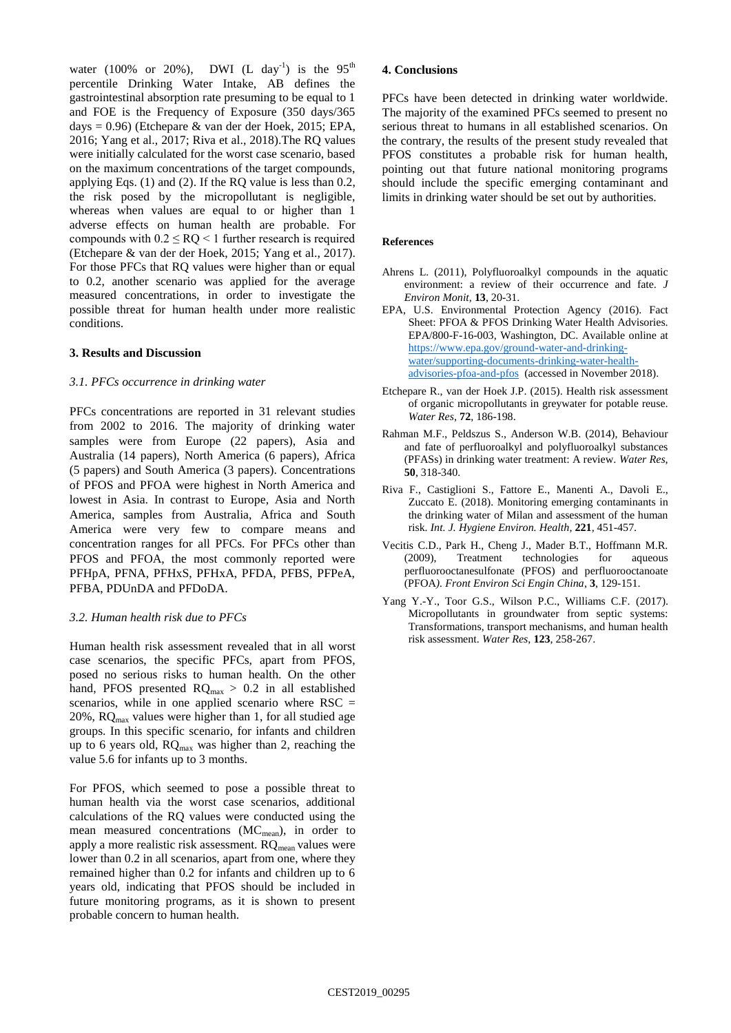water (100% or 20%), DWI (L day$^{-1}$) is the 95$^{th}$ percentile Drinking Water Intake, AB defines the gastrointestinal absorption rate presuming to be equal to 1 and FOE is the Frequency of Exposure (350 days/365 days = 0.96) (Etchepare & van der der Hoek, 2015; EPA, 2016; Yang et al., 2017; Riva et al., 2018).The RQ values were initially calculated for the worst case scenario, based on the maximum concentrations of the target compounds, applying Eqs. (1) and (2). If the RQ value is less than 0.2, the risk posed by the micropollutant is negligible, whereas when values are equal to or higher than 1 adverse effects on human health are probable. For compounds with $0.2 \leq RQ < 1$ further research is required (Etchepare & van der der Hoek, 2015; Yang et al., 2017). For those PFCs that RQ values were higher than or equal to 0.2, another scenario was applied for the average measured concentrations, in order to investigate the possible threat for human health under more realistic conditions.

## 3. Results and Discussion

### *3.1. PFCs occurrence in drinking water*

PFCs concentrations are reported in 31 relevant studies from 2002 to 2016. The majority of drinking water samples were from Europe (22 papers), Asia and Australia (14 papers), North America (6 papers), Africa (5 papers) and South America (3 papers). Concentrations of PFOS and PFOA were highest in North America and lowest in Asia. In contrast to Europe, Asia and North America, samples from Australia, Africa and South America were very few to compare means and concentration ranges for all PFCs. For PFCs other than PFOS and PFOA, the most commonly reported were PFHpA, PFNA, PFHxS, PFHxA, PFDA, PFBS, PFPeA, PFBA, PDUnDA and PFDoDA.

### *3.2. Human health risk due to PFCs*

Human health risk assessment revealed that in all worst case scenarios, the specific PFCs, apart from PFOS, posed no serious risks to human health. On the other hand, PFOS presented $RQ_{max} > 0.2$ in all established scenarios, while in one applied scenario where RSC = 20%, $RQ_{max}$ values were higher than 1, for all studied age groups. In this specific scenario, for infants and children up to 6 years old, $RQ_{max}$ was higher than 2, reaching the value 5.6 for infants up to 3 months.

For PFOS, which seemed to pose a possible threat to human health via the worst case scenarios, additional calculations of the RQ values were conducted using the mean measured concentrations ($MC_{mean}$), in order to apply a more realistic risk assessment. $RQ_{mean}$ values were lower than 0.2 in all scenarios, apart from one, where they remained higher than 0.2 for infants and children up to 6 years old, indicating that PFOS should be included in future monitoring programs, as it is shown to present probable concern to human health.

## 4. Conclusions

PFCs have been detected in drinking water worldwide. The majority of the examined PFCs seemed to present no serious threat to humans in all established scenarios. On the contrary, the results of the present study revealed that PFOS constitutes a probable risk for human health, pointing out that future national monitoring programs should include the specific emerging contaminant and limits in drinking water should be set out by authorities.

## References

Ahrens L. (2011), Polyfluoroalkyl compounds in the aquatic environment: a review of their occurrence and fate. *J Environ Monit*, **13**, 20-31.

EPA, U.S. Environmental Protection Agency (2016). Fact Sheet: PFOA & PFOS Drinking Water Health Advisories. EPA/800-F-16-003, Washington, DC. Available online at https://www.epa.gov/ground-water-and-drinking-water/supporting-documents-drinking-water-health-advisories-pfoa-and-pfos (accessed in November 2018).

Etchepare R., van der Hoek J.P. (2015). Health risk assessment of organic micropollutants in greywater for potable reuse. *Water Res*, **72**, 186-198.

Rahman M.F., Peldszus S., Anderson W.B. (2014), Behaviour and fate of perfluoroalkyl and polyfluoroalkyl substances (PFASs) in drinking water treatment: A review. *Water Res*, **50**, 318-340.

Riva F., Castiglioni S., Fattore E., Manenti A., Davoli E., Zuccato E. (2018). Monitoring emerging contaminants in the drinking water of Milan and assessment of the human risk. *Int. J. Hygiene Environ. Health*, **221**, 451-457.

Vecitis C.D., Park H., Cheng J., Mader B.T., Hoffmann M.R. (2009), Treatment technologies for aqueous perfluorooctanesulfonate (PFOS) and perfluorooctanoate (PFOA). *Front Environ Sci Engin China*, **3**, 129-151.

Yang Y.-Y., Toor G.S., Wilson P.C., Williams C.F. (2017). Micropollutants in groundwater from septic systems: Transformations, transport mechanisms, and human health risk assessment. *Water Res*, **123**, 258-267.